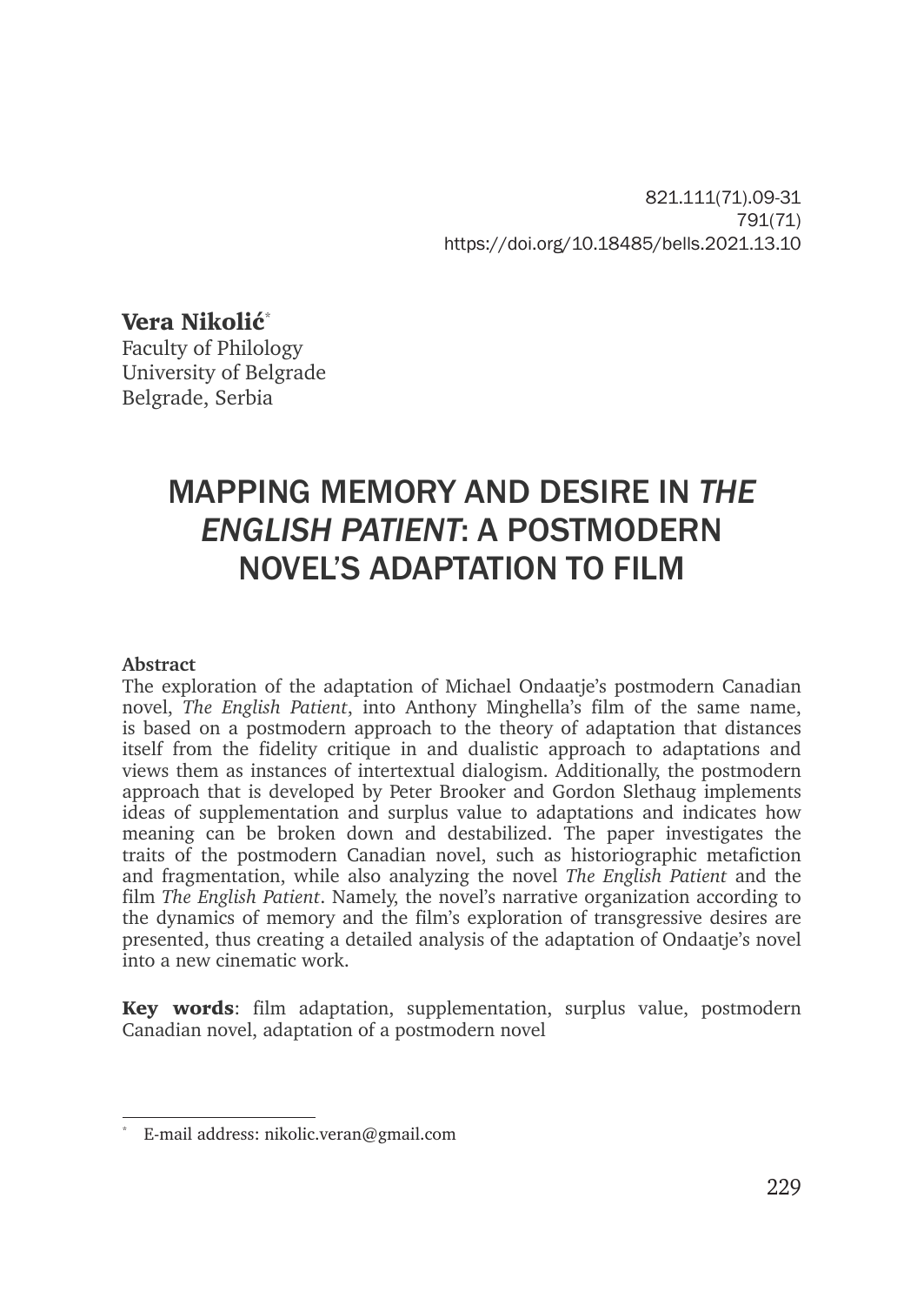821.111(71).09-31
791(71)
https://doi.org/10.18485/bells.2021.13.10

**Vera Nikolić***
Faculty of Philology
University of Belgrade
Belgrade, Serbia

# MAPPING MEMORY AND DESIRE IN *THE ENGLISH PATIENT*: A POSTMODERN NOVEL'S ADAPTATION TO FILM

**Abstract**
The exploration of the adaptation of Michael Ondaatje's postmodern Canadian novel, *The English Patient*, into Anthony Minghella's film of the same name, is based on a postmodern approach to the theory of adaptation that distances itself from the fidelity critique in and dualistic approach to adaptations and views them as instances of intertextual dialogism. Additionally, the postmodern approach that is developed by Peter Brooker and Gordon Slethaug implements ideas of supplementation and surplus value to adaptations and indicates how meaning can be broken down and destabilized. The paper investigates the traits of the postmodern Canadian novel, such as historiographic metafiction and fragmentation, while also analyzing the novel *The English Patient* and the film *The English Patient*. Namely, the novel's narrative organization according to the dynamics of memory and the film's exploration of transgressive desires are presented, thus creating a detailed analysis of the adaptation of Ondaatje's novel into a new cinematic work.

**Key words**: film adaptation, supplementation, surplus value, postmodern Canadian novel, adaptation of a postmodern novel

---

* E-mail address: nikolic.veran@gmail.com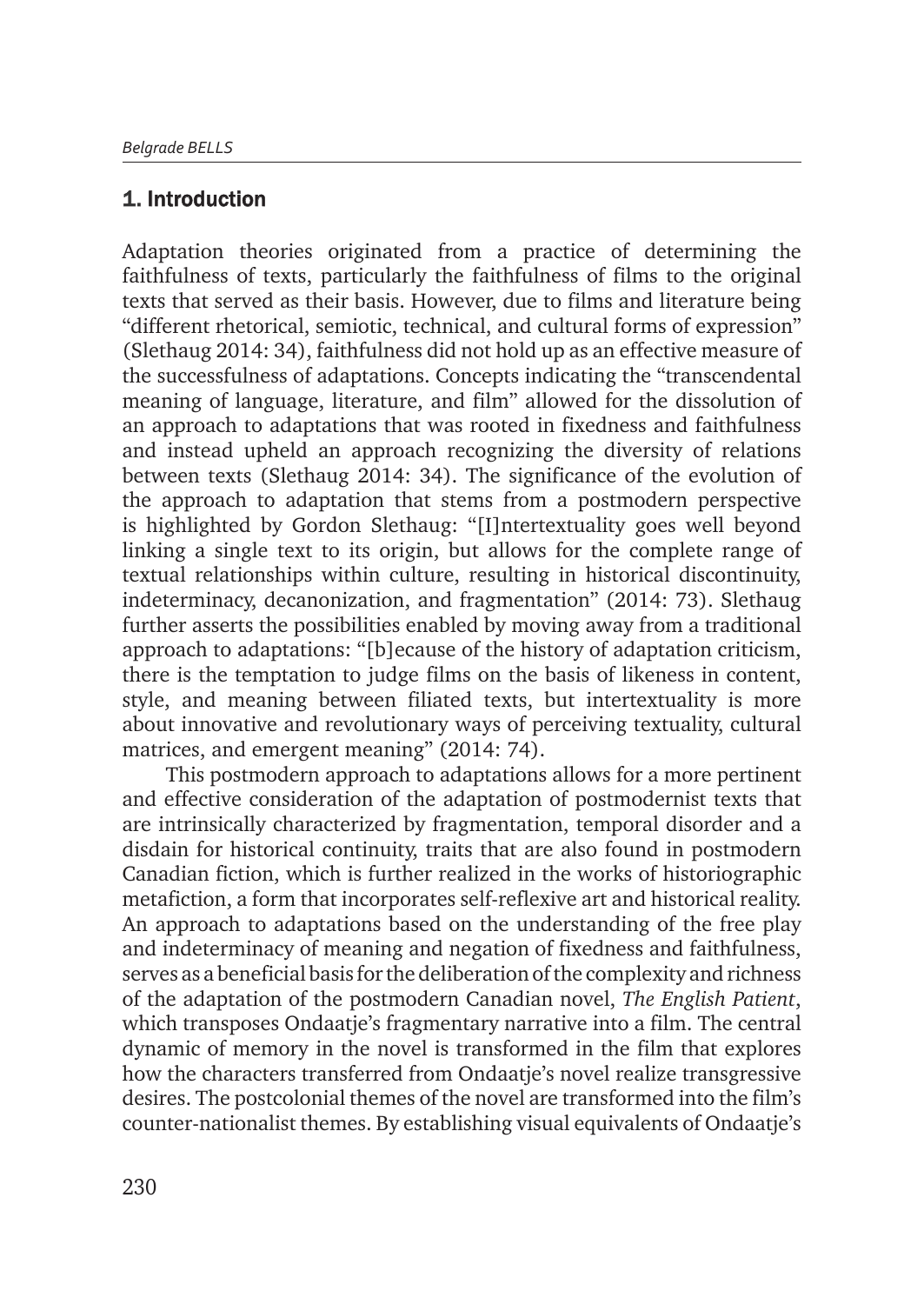## 1. Introduction

Adaptation theories originated from a practice of determining the faithfulness of texts, particularly the faithfulness of films to the original texts that served as their basis. However, due to films and literature being "different rhetorical, semiotic, technical, and cultural forms of expression" (Slethaug 2014: 34), faithfulness did not hold up as an effective measure of the successfulness of adaptations. Concepts indicating the "transcendental meaning of language, literature, and film" allowed for the dissolution of an approach to adaptations that was rooted in fixedness and faithfulness and instead upheld an approach recognizing the diversity of relations between texts (Slethaug 2014: 34). The significance of the evolution of the approach to adaptation that stems from a postmodern perspective is highlighted by Gordon Slethaug: "[I]ntertextuality goes well beyond linking a single text to its origin, but allows for the complete range of textual relationships within culture, resulting in historical discontinuity, indeterminacy, decanonization, and fragmentation" (2014: 73). Slethaug further asserts the possibilities enabled by moving away from a traditional approach to adaptations: "[b]ecause of the history of adaptation criticism, there is the temptation to judge films on the basis of likeness in content, style, and meaning between filiated texts, but intertextuality is more about innovative and revolutionary ways of perceiving textuality, cultural matrices, and emergent meaning" (2014: 74).

This postmodern approach to adaptations allows for a more pertinent and effective consideration of the adaptation of postmodernist texts that are intrinsically characterized by fragmentation, temporal disorder and a disdain for historical continuity, traits that are also found in postmodern Canadian fiction, which is further realized in the works of historiographic metafiction, a form that incorporates self-reflexive art and historical reality. An approach to adaptations based on the understanding of the free play and indeterminacy of meaning and negation of fixedness and faithfulness, serves as a beneficial basis for the deliberation of the complexity and richness of the adaptation of the postmodern Canadian novel, *The English Patient*, which transposes Ondaatje's fragmentary narrative into a film. The central dynamic of memory in the novel is transformed in the film that explores how the characters transferred from Ondaatje's novel realize transgressive desires. The postcolonial themes of the novel are transformed into the film's counter-nationalist themes. By establishing visual equivalents of Ondaatje's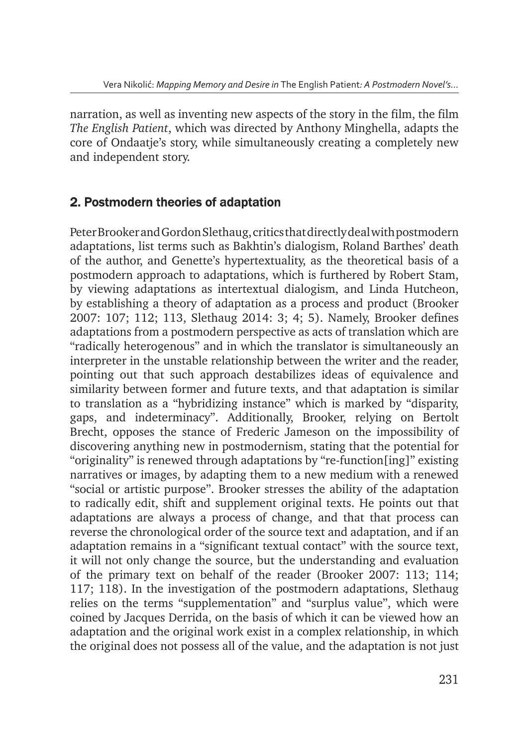narration, as well as inventing new aspects of the story in the film, the film *The English Patient*, which was directed by Anthony Minghella, adapts the core of Ondaatje's story, while simultaneously creating a completely new and independent story.

## 2. Postmodern theories of adaptation

Peter Brooker and Gordon Slethaug, critics that directly deal with postmodern adaptations, list terms such as Bakhtin's dialogism, Roland Barthes' death of the author, and Genette's hypertextuality, as the theoretical basis of a postmodern approach to adaptations, which is furthered by Robert Stam, by viewing adaptations as intertextual dialogism, and Linda Hutcheon, by establishing a theory of adaptation as a process and product (Brooker 2007: 107; 112; 113, Slethaug 2014: 3; 4; 5). Namely, Brooker defines adaptations from a postmodern perspective as acts of translation which are "radically heterogenous" and in which the translator is simultaneously an interpreter in the unstable relationship between the writer and the reader, pointing out that such approach destabilizes ideas of equivalence and similarity between former and future texts, and that adaptation is similar to translation as a "hybridizing instance" which is marked by "disparity, gaps, and indeterminacy". Additionally, Brooker, relying on Bertolt Brecht, opposes the stance of Frederic Jameson on the impossibility of discovering anything new in postmodernism, stating that the potential for "originality" is renewed through adaptations by "re-function[ing]" existing narratives or images, by adapting them to a new medium with a renewed "social or artistic purpose". Brooker stresses the ability of the adaptation to radically edit, shift and supplement original texts. He points out that adaptations are always a process of change, and that that process can reverse the chronological order of the source text and adaptation, and if an adaptation remains in a "significant textual contact" with the source text, it will not only change the source, but the understanding and evaluation of the primary text on behalf of the reader (Brooker 2007: 113; 114; 117; 118). In the investigation of the postmodern adaptations, Slethaug relies on the terms "supplementation" and "surplus value", which were coined by Jacques Derrida, on the basis of which it can be viewed how an adaptation and the original work exist in a complex relationship, in which the original does not possess all of the value, and the adaptation is not just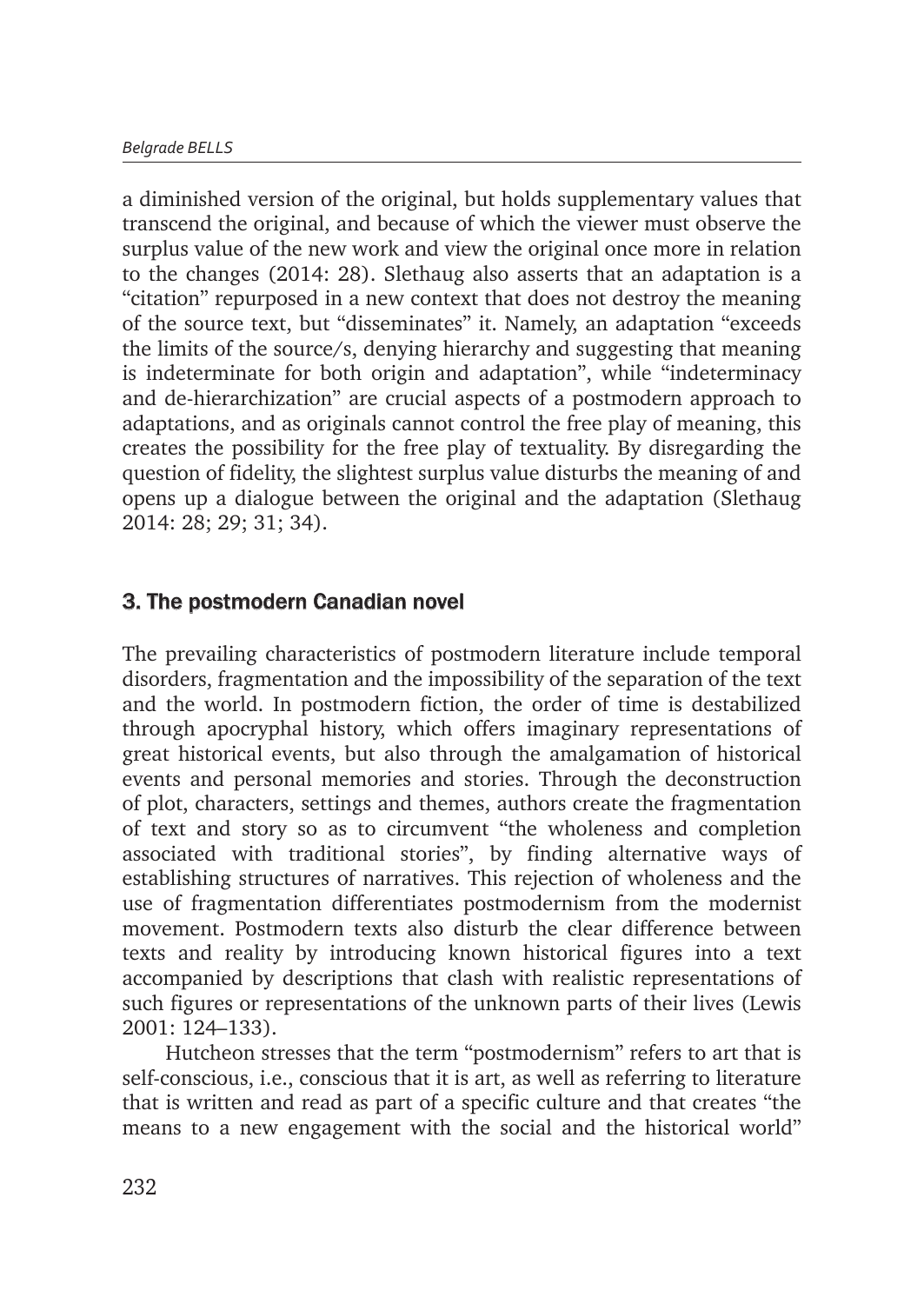a diminished version of the original, but holds supplementary values that transcend the original, and because of which the viewer must observe the surplus value of the new work and view the original once more in relation to the changes (2014: 28). Slethaug also asserts that an adaptation is a "citation" repurposed in a new context that does not destroy the meaning of the source text, but "disseminates" it. Namely, an adaptation "exceeds the limits of the source/s, denying hierarchy and suggesting that meaning is indeterminate for both origin and adaptation", while "indeterminacy and de-hierarchization" are crucial aspects of a postmodern approach to adaptations, and as originals cannot control the free play of meaning, this creates the possibility for the free play of textuality. By disregarding the question of fidelity, the slightest surplus value disturbs the meaning of and opens up a dialogue between the original and the adaptation (Slethaug 2014: 28; 29; 31; 34).

## 3. The postmodern Canadian novel

The prevailing characteristics of postmodern literature include temporal disorders, fragmentation and the impossibility of the separation of the text and the world. In postmodern fiction, the order of time is destabilized through apocryphal history, which offers imaginary representations of great historical events, but also through the amalgamation of historical events and personal memories and stories. Through the deconstruction of plot, characters, settings and themes, authors create the fragmentation of text and story so as to circumvent "the wholeness and completion associated with traditional stories", by finding alternative ways of establishing structures of narratives. This rejection of wholeness and the use of fragmentation differentiates postmodernism from the modernist movement. Postmodern texts also disturb the clear difference between texts and reality by introducing known historical figures into a text accompanied by descriptions that clash with realistic representations of such figures or representations of the unknown parts of their lives (Lewis 2001: 124–133).

Hutcheon stresses that the term "postmodernism" refers to art that is self-conscious, i.e., conscious that it is art, as well as referring to literature that is written and read as part of a specific culture and that creates "the means to a new engagement with the social and the historical world"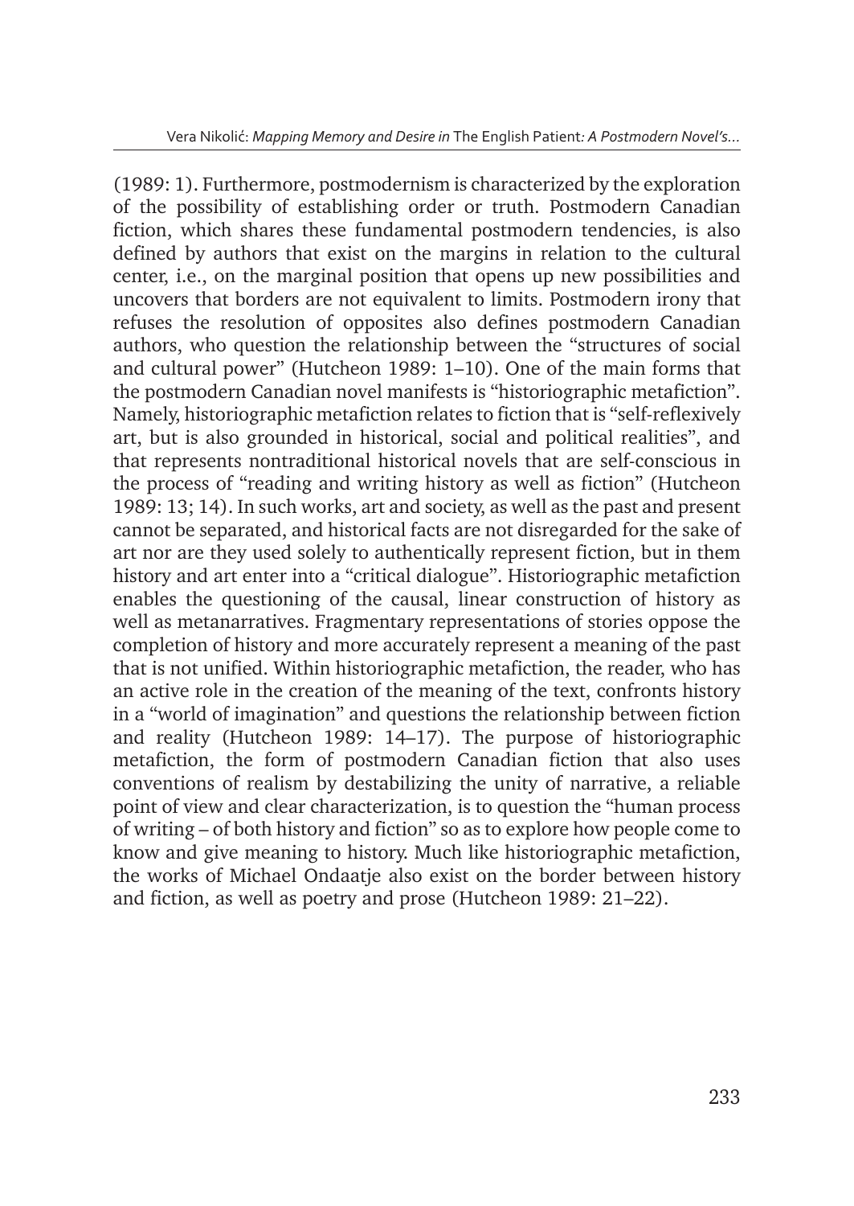(1989: 1). Furthermore, postmodernism is characterized by the exploration of the possibility of establishing order or truth. Postmodern Canadian fiction, which shares these fundamental postmodern tendencies, is also defined by authors that exist on the margins in relation to the cultural center, i.e., on the marginal position that opens up new possibilities and uncovers that borders are not equivalent to limits. Postmodern irony that refuses the resolution of opposites also defines postmodern Canadian authors, who question the relationship between the "structures of social and cultural power" (Hutcheon 1989: 1–10). One of the main forms that the postmodern Canadian novel manifests is "historiographic metafiction". Namely, historiographic metafiction relates to fiction that is "self-reflexively art, but is also grounded in historical, social and political realities", and that represents nontraditional historical novels that are self-conscious in the process of "reading and writing history as well as fiction" (Hutcheon 1989: 13; 14). In such works, art and society, as well as the past and present cannot be separated, and historical facts are not disregarded for the sake of art nor are they used solely to authentically represent fiction, but in them history and art enter into a "critical dialogue". Historiographic metafiction enables the questioning of the causal, linear construction of history as well as metanarratives. Fragmentary representations of stories oppose the completion of history and more accurately represent a meaning of the past that is not unified. Within historiographic metafiction, the reader, who has an active role in the creation of the meaning of the text, confronts history in a "world of imagination" and questions the relationship between fiction and reality (Hutcheon 1989: 14–17). The purpose of historiographic metafiction, the form of postmodern Canadian fiction that also uses conventions of realism by destabilizing the unity of narrative, a reliable point of view and clear characterization, is to question the "human process of writing – of both history and fiction" so as to explore how people come to know and give meaning to history. Much like historiographic metafiction, the works of Michael Ondaatje also exist on the border between history and fiction, as well as poetry and prose (Hutcheon 1989: 21–22).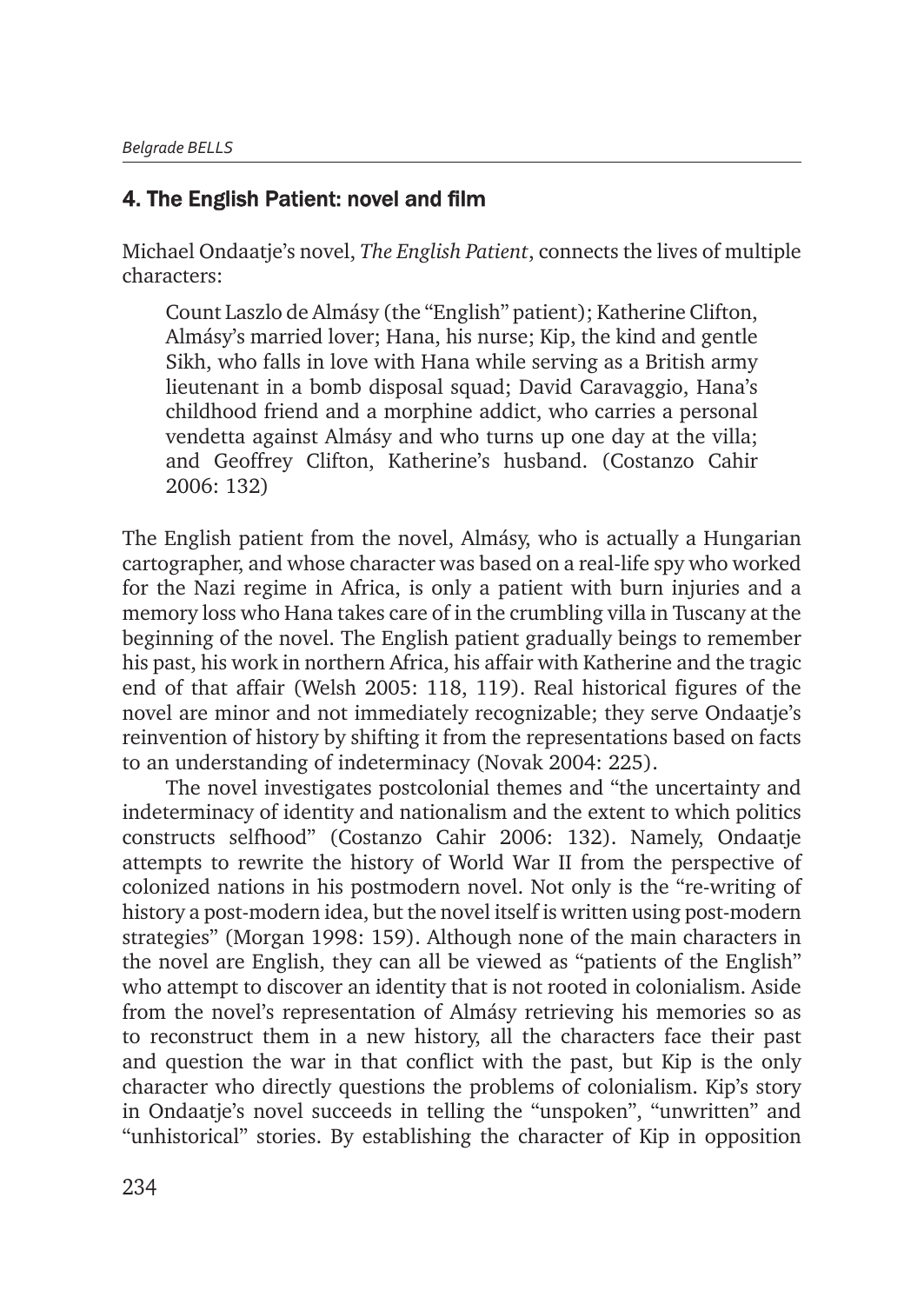## 4. The English Patient: novel and film

Michael Ondaatje's novel, *The English Patient*, connects the lives of multiple characters:

> Count Laszlo de Almásy (the "English" patient); Katherine Clifton, Almásy's married lover; Hana, his nurse; Kip, the kind and gentle Sikh, who falls in love with Hana while serving as a British army lieutenant in a bomb disposal squad; David Caravaggio, Hana's childhood friend and a morphine addict, who carries a personal vendetta against Almásy and who turns up one day at the villa; and Geoffrey Clifton, Katherine's husband. (Costanzo Cahir 2006: 132)

The English patient from the novel, Almásy, who is actually a Hungarian cartographer, and whose character was based on a real-life spy who worked for the Nazi regime in Africa, is only a patient with burn injuries and a memory loss who Hana takes care of in the crumbling villa in Tuscany at the beginning of the novel. The English patient gradually beings to remember his past, his work in northern Africa, his affair with Katherine and the tragic end of that affair (Welsh 2005: 118, 119). Real historical figures of the novel are minor and not immediately recognizable; they serve Ondaatje's reinvention of history by shifting it from the representations based on facts to an understanding of indeterminacy (Novak 2004: 225).

The novel investigates postcolonial themes and "the uncertainty and indeterminacy of identity and nationalism and the extent to which politics constructs selfhood" (Costanzo Cahir 2006: 132). Namely, Ondaatje attempts to rewrite the history of World War II from the perspective of colonized nations in his postmodern novel. Not only is the "re-writing of history a post-modern idea, but the novel itself is written using post-modern strategies" (Morgan 1998: 159). Although none of the main characters in the novel are English, they can all be viewed as "patients of the English" who attempt to discover an identity that is not rooted in colonialism. Aside from the novel's representation of Almásy retrieving his memories so as to reconstruct them in a new history, all the characters face their past and question the war in that conflict with the past, but Kip is the only character who directly questions the problems of colonialism. Kip's story in Ondaatje's novel succeeds in telling the "unspoken", "unwritten" and "unhistorical" stories. By establishing the character of Kip in opposition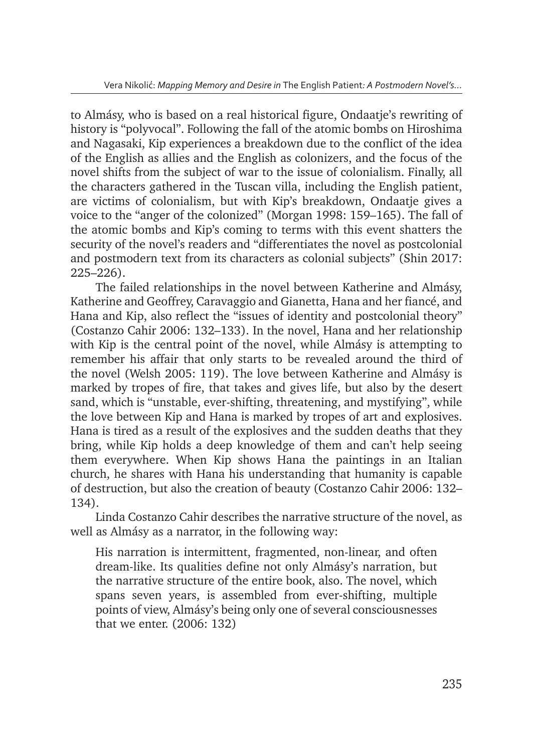to Almásy, who is based on a real historical figure, Ondaatje's rewriting of history is "polyvocal". Following the fall of the atomic bombs on Hiroshima and Nagasaki, Kip experiences a breakdown due to the conflict of the idea of the English as allies and the English as colonizers, and the focus of the novel shifts from the subject of war to the issue of colonialism. Finally, all the characters gathered in the Tuscan villa, including the English patient, are victims of colonialism, but with Kip's breakdown, Ondaatje gives a voice to the "anger of the colonized" (Morgan 1998: 159–165). The fall of the atomic bombs and Kip's coming to terms with this event shatters the security of the novel's readers and "differentiates the novel as postcolonial and postmodern text from its characters as colonial subjects" (Shin 2017: 225–226).

The failed relationships in the novel between Katherine and Almásy, Katherine and Geoffrey, Caravaggio and Gianetta, Hana and her fiancé, and Hana and Kip, also reflect the "issues of identity and postcolonial theory" (Costanzo Cahir 2006: 132–133). In the novel, Hana and her relationship with Kip is the central point of the novel, while Almásy is attempting to remember his affair that only starts to be revealed around the third of the novel (Welsh 2005: 119). The love between Katherine and Almásy is marked by tropes of fire, that takes and gives life, but also by the desert sand, which is "unstable, ever-shifting, threatening, and mystifying", while the love between Kip and Hana is marked by tropes of art and explosives. Hana is tired as a result of the explosives and the sudden deaths that they bring, while Kip holds a deep knowledge of them and can't help seeing them everywhere. When Kip shows Hana the paintings in an Italian church, he shares with Hana his understanding that humanity is capable of destruction, but also the creation of beauty (Costanzo Cahir 2006: 132–134).

Linda Costanzo Cahir describes the narrative structure of the novel, as well as Almásy as a narrator, in the following way:

> His narration is intermittent, fragmented, non-linear, and often dream-like. Its qualities define not only Almásy's narration, but the narrative structure of the entire book, also. The novel, which spans seven years, is assembled from ever-shifting, multiple points of view, Almásy's being only one of several consciousnesses that we enter. (2006: 132)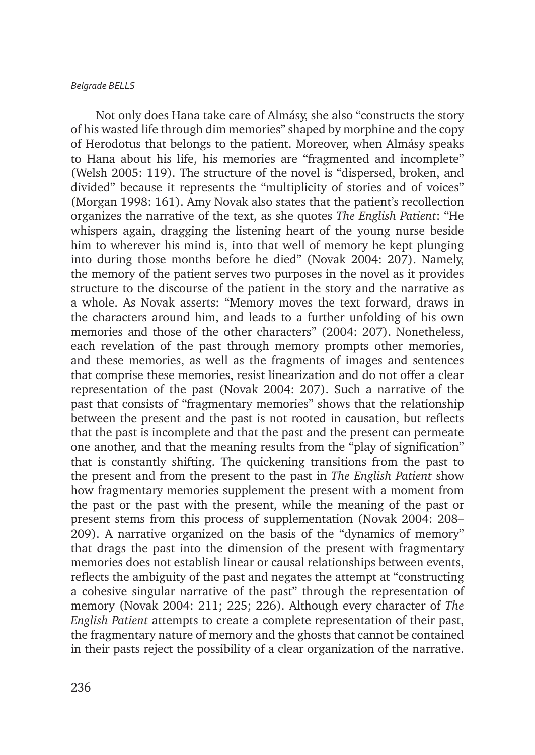Not only does Hana take care of Almásy, she also "constructs the story of his wasted life through dim memories" shaped by morphine and the copy of Herodotus that belongs to the patient. Moreover, when Almásy speaks to Hana about his life, his memories are "fragmented and incomplete" (Welsh 2005: 119). The structure of the novel is "dispersed, broken, and divided" because it represents the "multiplicity of stories and of voices" (Morgan 1998: 161). Amy Novak also states that the patient's recollection organizes the narrative of the text, as she quotes *The English Patient*: "He whispers again, dragging the listening heart of the young nurse beside him to wherever his mind is, into that well of memory he kept plunging into during those months before he died" (Novak 2004: 207). Namely, the memory of the patient serves two purposes in the novel as it provides structure to the discourse of the patient in the story and the narrative as a whole. As Novak asserts: "Memory moves the text forward, draws in the characters around him, and leads to a further unfolding of his own memories and those of the other characters" (2004: 207). Nonetheless, each revelation of the past through memory prompts other memories, and these memories, as well as the fragments of images and sentences that comprise these memories, resist linearization and do not offer a clear representation of the past (Novak 2004: 207). Such a narrative of the past that consists of "fragmentary memories" shows that the relationship between the present and the past is not rooted in causation, but reflects that the past is incomplete and that the past and the present can permeate one another, and that the meaning results from the "play of signification" that is constantly shifting. The quickening transitions from the past to the present and from the present to the past in *The English Patient* show how fragmentary memories supplement the present with a moment from the past or the past with the present, while the meaning of the past or present stems from this process of supplementation (Novak 2004: 208–209). A narrative organized on the basis of the "dynamics of memory" that drags the past into the dimension of the present with fragmentary memories does not establish linear or causal relationships between events, reflects the ambiguity of the past and negates the attempt at "constructing a cohesive singular narrative of the past" through the representation of memory (Novak 2004: 211; 225; 226). Although every character of *The English Patient* attempts to create a complete representation of their past, the fragmentary nature of memory and the ghosts that cannot be contained in their pasts reject the possibility of a clear organization of the narrative.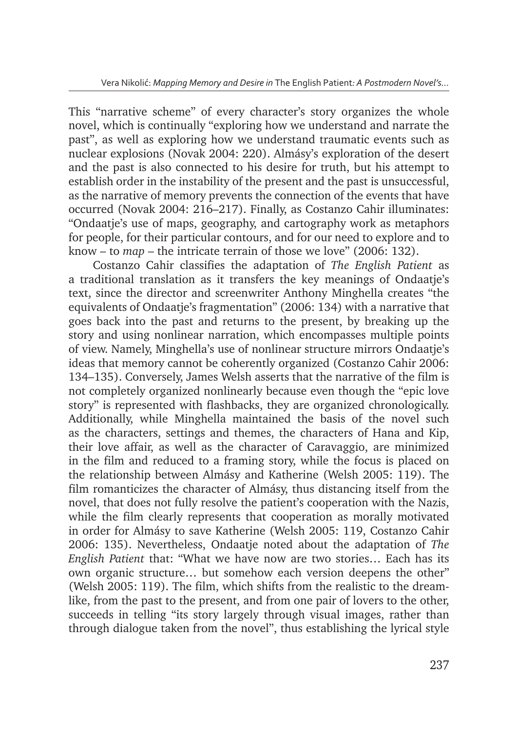This "narrative scheme" of every character's story organizes the whole novel, which is continually "exploring how we understand and narrate the past", as well as exploring how we understand traumatic events such as nuclear explosions (Novak 2004: 220). Almásy's exploration of the desert and the past is also connected to his desire for truth, but his attempt to establish order in the instability of the present and the past is unsuccessful, as the narrative of memory prevents the connection of the events that have occurred (Novak 2004: 216–217). Finally, as Costanzo Cahir illuminates: "Ondaatje's use of maps, geography, and cartography work as metaphors for people, for their particular contours, and for our need to explore and to know – to *map* – the intricate terrain of those we love" (2006: 132).

Costanzo Cahir classifies the adaptation of *The English Patient* as a traditional translation as it transfers the key meanings of Ondaatje's text, since the director and screenwriter Anthony Minghella creates "the equivalents of Ondaatje's fragmentation" (2006: 134) with a narrative that goes back into the past and returns to the present, by breaking up the story and using nonlinear narration, which encompasses multiple points of view. Namely, Minghella's use of nonlinear structure mirrors Ondaatje's ideas that memory cannot be coherently organized (Costanzo Cahir 2006: 134–135). Conversely, James Welsh asserts that the narrative of the film is not completely organized nonlinearly because even though the "epic love story" is represented with flashbacks, they are organized chronologically. Additionally, while Minghella maintained the basis of the novel such as the characters, settings and themes, the characters of Hana and Kip, their love affair, as well as the character of Caravaggio, are minimized in the film and reduced to a framing story, while the focus is placed on the relationship between Almásy and Katherine (Welsh 2005: 119). The film romanticizes the character of Almásy, thus distancing itself from the novel, that does not fully resolve the patient's cooperation with the Nazis, while the film clearly represents that cooperation as morally motivated in order for Almásy to save Katherine (Welsh 2005: 119, Costanzo Cahir 2006: 135). Nevertheless, Ondaatje noted about the adaptation of *The English Patient* that: "What we have now are two stories… Each has its own organic structure… but somehow each version deepens the other" (Welsh 2005: 119). The film, which shifts from the realistic to the dream-like, from the past to the present, and from one pair of lovers to the other, succeeds in telling "its story largely through visual images, rather than through dialogue taken from the novel", thus establishing the lyrical style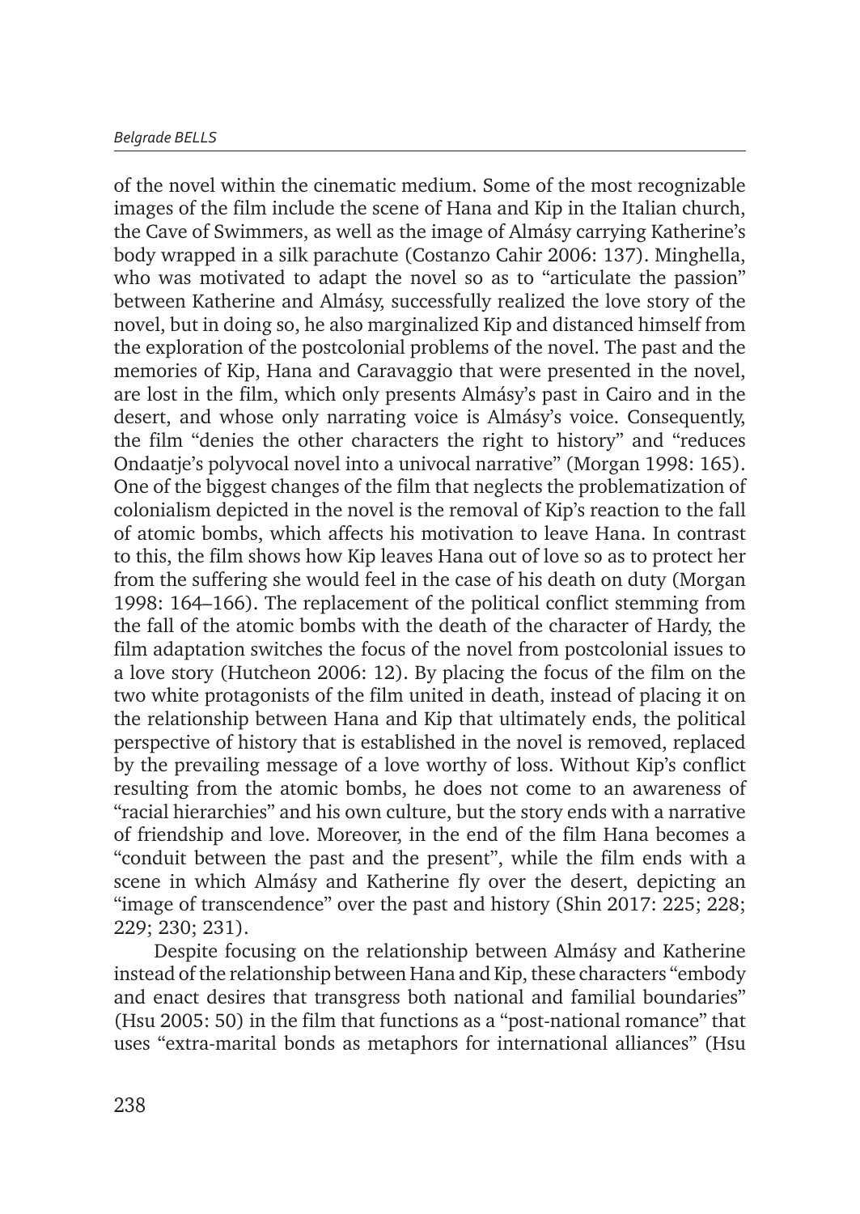of the novel within the cinematic medium. Some of the most recognizable images of the film include the scene of Hana and Kip in the Italian church, the Cave of Swimmers, as well as the image of Almásy carrying Katherine's body wrapped in a silk parachute (Costanzo Cahir 2006: 137). Minghella, who was motivated to adapt the novel so as to "articulate the passion" between Katherine and Almásy, successfully realized the love story of the novel, but in doing so, he also marginalized Kip and distanced himself from the exploration of the postcolonial problems of the novel. The past and the memories of Kip, Hana and Caravaggio that were presented in the novel, are lost in the film, which only presents Almásy's past in Cairo and in the desert, and whose only narrating voice is Almásy's voice. Consequently, the film "denies the other characters the right to history" and "reduces Ondaatje's polyvocal novel into a univocal narrative" (Morgan 1998: 165). One of the biggest changes of the film that neglects the problematization of colonialism depicted in the novel is the removal of Kip's reaction to the fall of atomic bombs, which affects his motivation to leave Hana. In contrast to this, the film shows how Kip leaves Hana out of love so as to protect her from the suffering she would feel in the case of his death on duty (Morgan 1998: 164–166). The replacement of the political conflict stemming from the fall of the atomic bombs with the death of the character of Hardy, the film adaptation switches the focus of the novel from postcolonial issues to a love story (Hutcheon 2006: 12). By placing the focus of the film on the two white protagonists of the film united in death, instead of placing it on the relationship between Hana and Kip that ultimately ends, the political perspective of history that is established in the novel is removed, replaced by the prevailing message of a love worthy of loss. Without Kip's conflict resulting from the atomic bombs, he does not come to an awareness of "racial hierarchies" and his own culture, but the story ends with a narrative of friendship and love. Moreover, in the end of the film Hana becomes a "conduit between the past and the present", while the film ends with a scene in which Almásy and Katherine fly over the desert, depicting an "image of transcendence" over the past and history (Shin 2017: 225; 228; 229; 230; 231).

Despite focusing on the relationship between Almásy and Katherine instead of the relationship between Hana and Kip, these characters "embody and enact desires that transgress both national and familial boundaries" (Hsu 2005: 50) in the film that functions as a "post-national romance" that uses "extra-marital bonds as metaphors for international alliances" (Hsu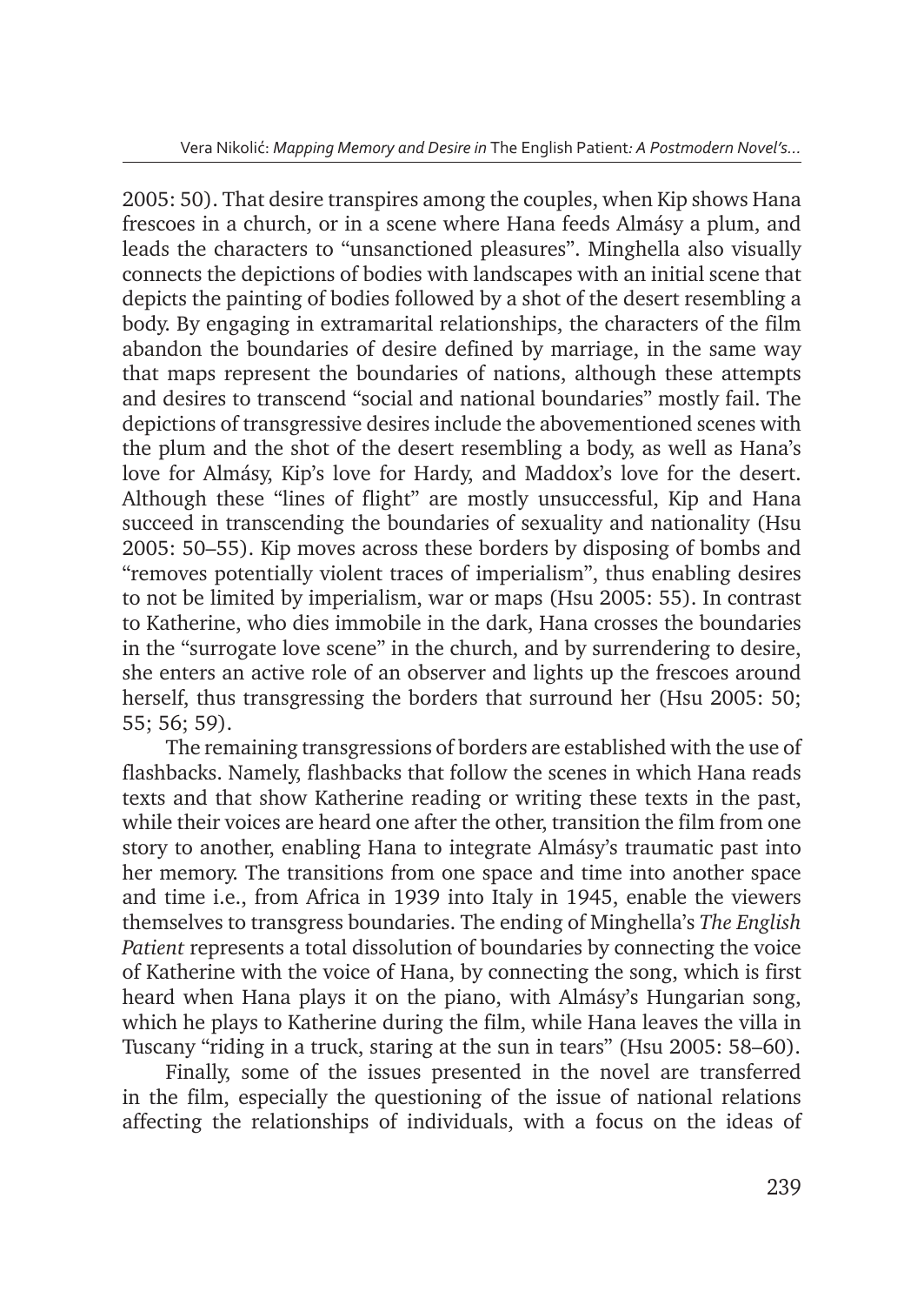2005: 50). That desire transpires among the couples, when Kip shows Hana frescoes in a church, or in a scene where Hana feeds Almásy a plum, and leads the characters to "unsanctioned pleasures". Minghella also visually connects the depictions of bodies with landscapes with an initial scene that depicts the painting of bodies followed by a shot of the desert resembling a body. By engaging in extramarital relationships, the characters of the film abandon the boundaries of desire defined by marriage, in the same way that maps represent the boundaries of nations, although these attempts and desires to transcend "social and national boundaries" mostly fail. The depictions of transgressive desires include the abovementioned scenes with the plum and the shot of the desert resembling a body, as well as Hana's love for Almásy, Kip's love for Hardy, and Maddox's love for the desert. Although these "lines of flight" are mostly unsuccessful, Kip and Hana succeed in transcending the boundaries of sexuality and nationality (Hsu 2005: 50–55). Kip moves across these borders by disposing of bombs and "removes potentially violent traces of imperialism", thus enabling desires to not be limited by imperialism, war or maps (Hsu 2005: 55). In contrast to Katherine, who dies immobile in the dark, Hana crosses the boundaries in the "surrogate love scene" in the church, and by surrendering to desire, she enters an active role of an observer and lights up the frescoes around herself, thus transgressing the borders that surround her (Hsu 2005: 50; 55; 56; 59).

The remaining transgressions of borders are established with the use of flashbacks. Namely, flashbacks that follow the scenes in which Hana reads texts and that show Katherine reading or writing these texts in the past, while their voices are heard one after the other, transition the film from one story to another, enabling Hana to integrate Almásy's traumatic past into her memory. The transitions from one space and time into another space and time i.e., from Africa in 1939 into Italy in 1945, enable the viewers themselves to transgress boundaries. The ending of Minghella's *The English Patient* represents a total dissolution of boundaries by connecting the voice of Katherine with the voice of Hana, by connecting the song, which is first heard when Hana plays it on the piano, with Almásy's Hungarian song, which he plays to Katherine during the film, while Hana leaves the villa in Tuscany "riding in a truck, staring at the sun in tears" (Hsu 2005: 58–60).

Finally, some of the issues presented in the novel are transferred in the film, especially the questioning of the issue of national relations affecting the relationships of individuals, with a focus on the ideas of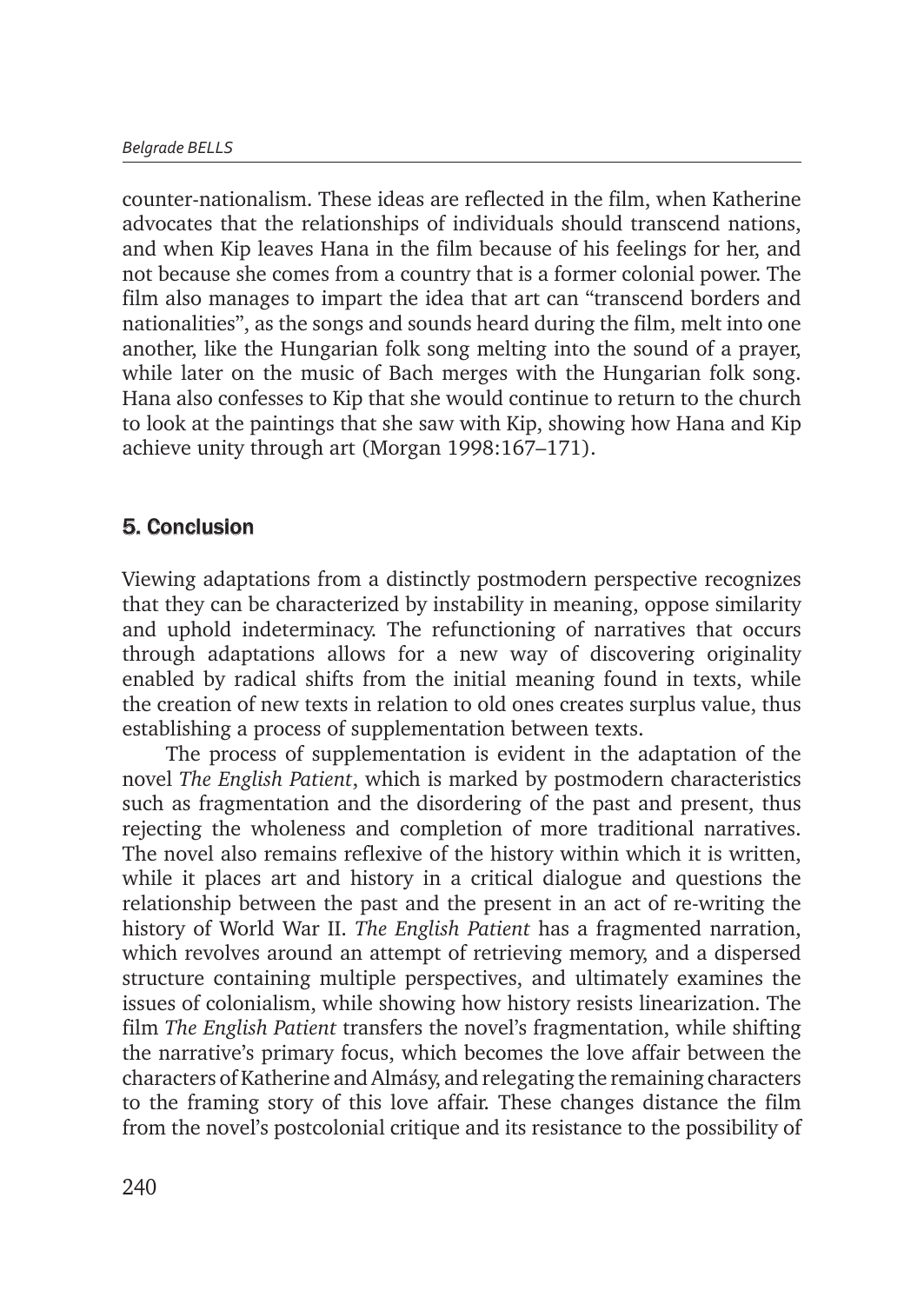counter-nationalism. These ideas are reflected in the film, when Katherine advocates that the relationships of individuals should transcend nations, and when Kip leaves Hana in the film because of his feelings for her, and not because she comes from a country that is a former colonial power. The film also manages to impart the idea that art can "transcend borders and nationalities", as the songs and sounds heard during the film, melt into one another, like the Hungarian folk song melting into the sound of a prayer, while later on the music of Bach merges with the Hungarian folk song. Hana also confesses to Kip that she would continue to return to the church to look at the paintings that she saw with Kip, showing how Hana and Kip achieve unity through art (Morgan 1998:167–171).

## 5. Conclusion

Viewing adaptations from a distinctly postmodern perspective recognizes that they can be characterized by instability in meaning, oppose similarity and uphold indeterminacy. The refunctioning of narratives that occurs through adaptations allows for a new way of discovering originality enabled by radical shifts from the initial meaning found in texts, while the creation of new texts in relation to old ones creates surplus value, thus establishing a process of supplementation between texts.

The process of supplementation is evident in the adaptation of the novel *The English Patient*, which is marked by postmodern characteristics such as fragmentation and the disordering of the past and present, thus rejecting the wholeness and completion of more traditional narratives. The novel also remains reflexive of the history within which it is written, while it places art and history in a critical dialogue and questions the relationship between the past and the present in an act of re-writing the history of World War II. *The English Patient* has a fragmented narration, which revolves around an attempt of retrieving memory, and a dispersed structure containing multiple perspectives, and ultimately examines the issues of colonialism, while showing how history resists linearization. The film *The English Patient* transfers the novel's fragmentation, while shifting the narrative's primary focus, which becomes the love affair between the characters of Katherine and Almásy, and relegating the remaining characters to the framing story of this love affair. These changes distance the film from the novel's postcolonial critique and its resistance to the possibility of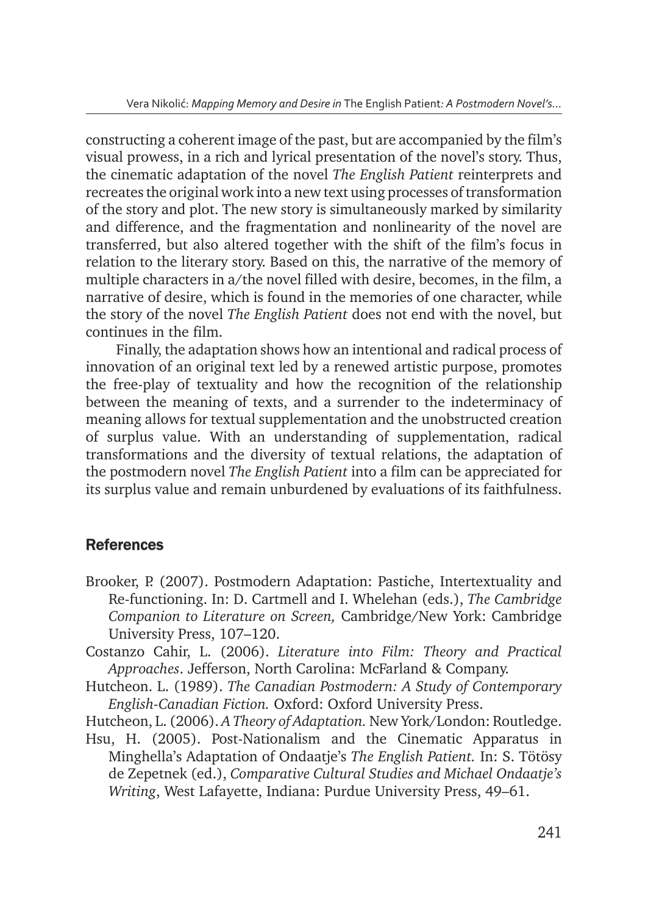constructing a coherent image of the past, but are accompanied by the film's visual prowess, in a rich and lyrical presentation of the novel's story. Thus, the cinematic adaptation of the novel *The English Patient* reinterprets and recreates the original work into a new text using processes of transformation of the story and plot. The new story is simultaneously marked by similarity and difference, and the fragmentation and nonlinearity of the novel are transferred, but also altered together with the shift of the film's focus in relation to the literary story. Based on this, the narrative of the memory of multiple characters in a/the novel filled with desire, becomes, in the film, a narrative of desire, which is found in the memories of one character, while the story of the novel *The English Patient* does not end with the novel, but continues in the film.

Finally, the adaptation shows how an intentional and radical process of innovation of an original text led by a renewed artistic purpose, promotes the free-play of textuality and how the recognition of the relationship between the meaning of texts, and a surrender to the indeterminacy of meaning allows for textual supplementation and the unobstructed creation of surplus value. With an understanding of supplementation, radical transformations and the diversity of textual relations, the adaptation of the postmodern novel *The English Patient* into a film can be appreciated for its surplus value and remain unburdened by evaluations of its faithfulness.

## References

Brooker, P. (2007). Postmodern Adaptation: Pastiche, Intertextuality and Re-functioning. In: D. Cartmell and I. Whelehan (eds.), *The Cambridge Companion to Literature on Screen,* Cambridge/New York: Cambridge University Press, 107–120.

Costanzo Cahir, L. (2006). *Literature into Film: Theory and Practical Approaches*. Jefferson, North Carolina: McFarland & Company.

Hutcheon. L. (1989). *The Canadian Postmodern: A Study of Contemporary English-Canadian Fiction.* Oxford: Oxford University Press.

Hutcheon, L. (2006). *A Theory of Adaptation.* New York/London: Routledge.

Hsu, H. (2005). Post-Nationalism and the Cinematic Apparatus in Minghella's Adaptation of Ondaatje's *The English Patient.* In: S. Tötösy de Zepetnek (ed.), *Comparative Cultural Studies and Michael Ondaatje's Writing*, West Lafayette, Indiana: Purdue University Press, 49–61.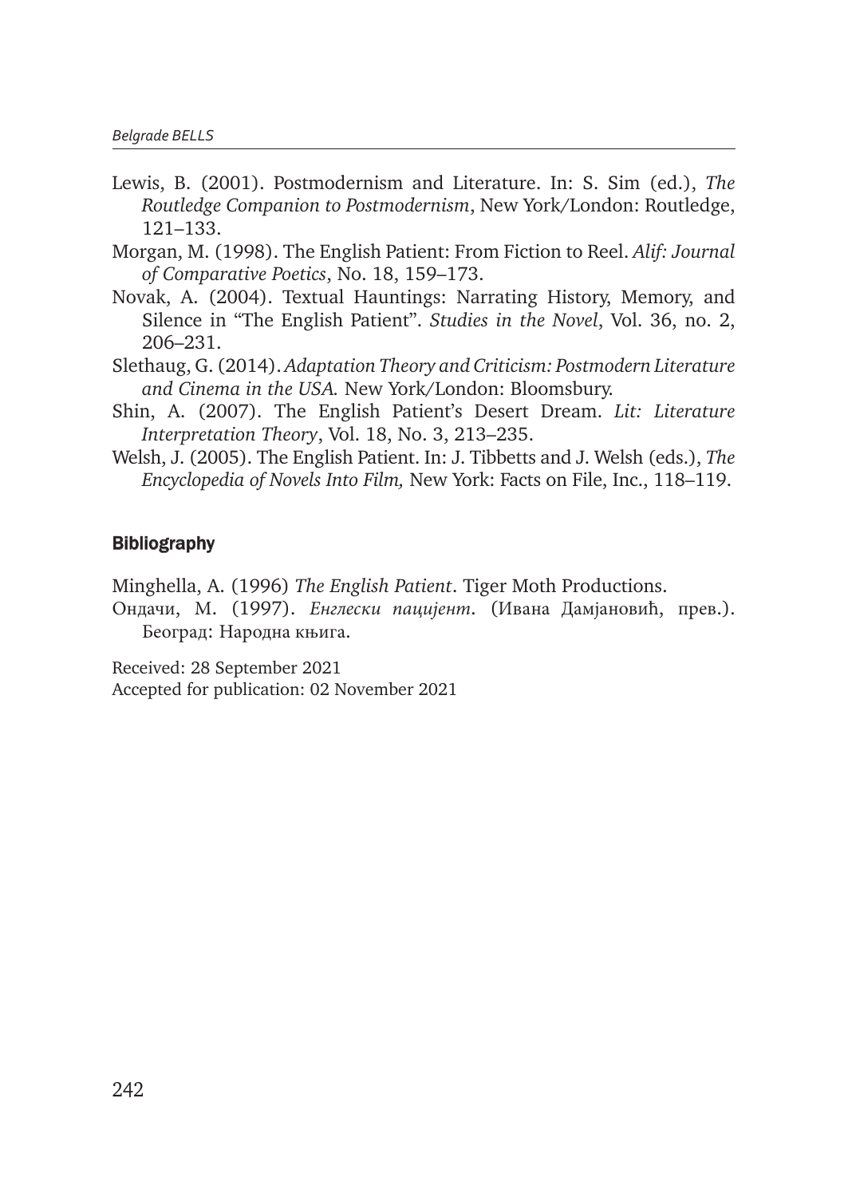Lewis, B. (2001). Postmodernism and Literature. In: S. Sim (ed.), *The Routledge Companion to Postmodernism*, New York/London: Routledge, 121–133.

Morgan, M. (1998). The English Patient: From Fiction to Reel. *Alif: Journal of Comparative Poetics*, No. 18, 159–173.

Novak, A. (2004). Textual Hauntings: Narrating History, Memory, and Silence in "The English Patient". *Studies in the Novel*, Vol. 36, no. 2, 206–231.

Slethaug, G. (2014). *Adaptation Theory and Criticism: Postmodern Literature and Cinema in the USA.* New York/London: Bloomsbury.

Shin, A. (2007). The English Patient's Desert Dream. *Lit: Literature Interpretation Theory*, Vol. 18, No. 3, 213–235.

Welsh, J. (2005). The English Patient. In: J. Tibbetts and J. Welsh (eds.), *The Encyclopedia of Novels Into Film,* New York: Facts on File, Inc., 118–119.

## Bibliography

Minghella, A. (1996) *The English Patient*. Tiger Moth Productions.

Ондачи, М. (1997). *Енглески пацијент*. (Ивана Дамјановић, прев.). Београд: Народна књига.

Received: 28 September 2021
Accepted for publication: 02 November 2021